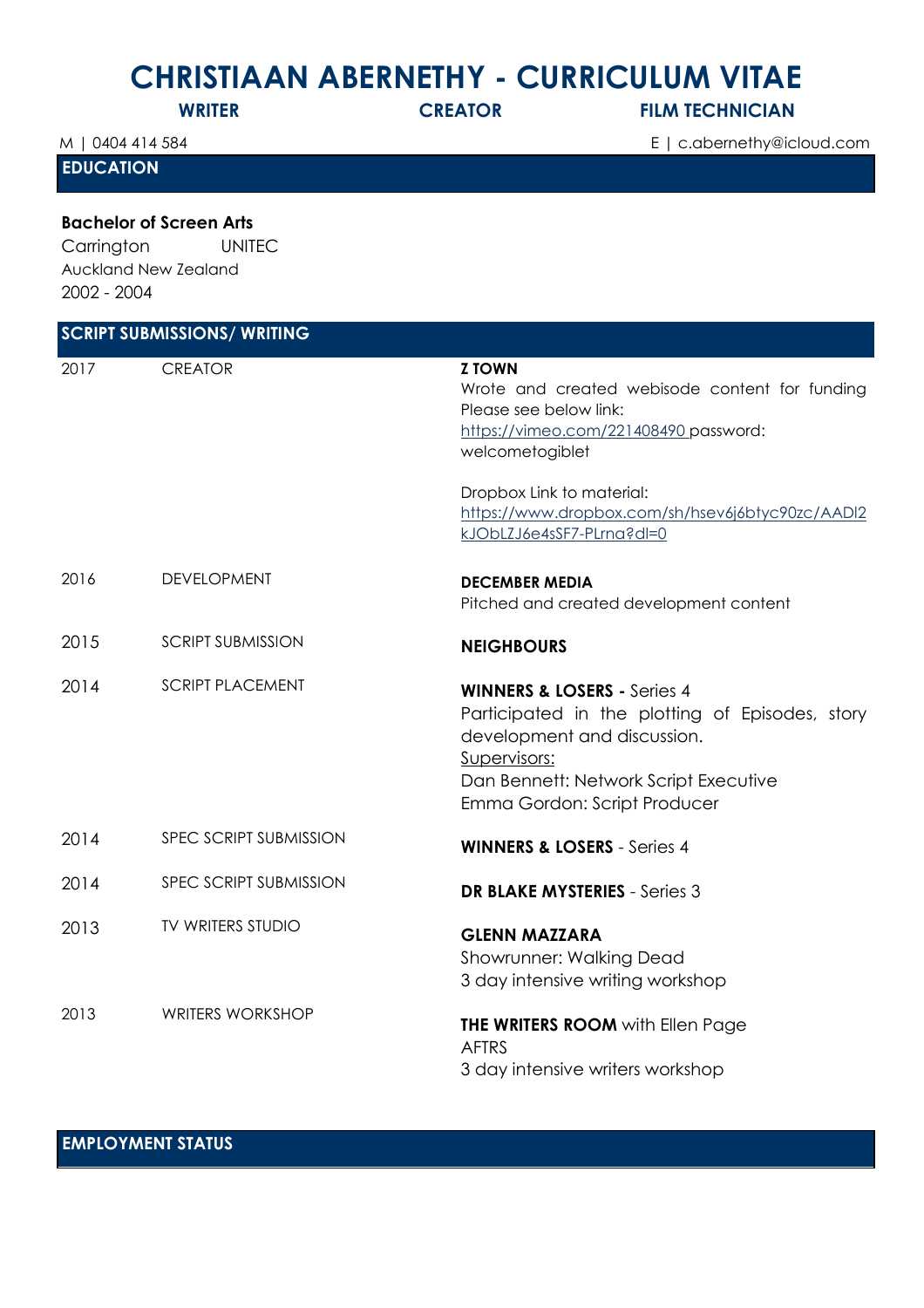# CHRISTIAAN ABERNETHY - CURRICULUM VITAE

**WRITER** **CREATOR** **FILM TECHNICIAN**

M | 0404 414 584 E | c.abernethy@icloud.com

## EDUCATION

**Bachelor of Screen Arts**
Carrington UNITEC
Auckland New Zealand
2002 - 2004

## SCRIPT SUBMISSIONS/ WRITING

| | | |
|---|---|---|
| 2017 | CREATOR | **Z TOWN**<br>Wrote and created webisode content for funding Please see below link:<br>https://vimeo.com/221408490 password: welcometogiblet<br><br>Dropbox Link to material:<br>https://www.dropbox.com/sh/hsev6j6btyc90zc/AADl2kJObLZJ6e4sSF7-PLrna?dl=0 |
| 2016 | DEVELOPMENT | **DECEMBER MEDIA**<br>Pitched and created development content |
| 2015 | SCRIPT SUBMISSION | **NEIGHBOURS** |
| 2014 | SCRIPT PLACEMENT | **WINNERS & LOSERS -** Series 4<br>Participated in the plotting of Episodes, story development and discussion.<br>Supervisors:<br>Dan Bennett: Network Script Executive<br>Emma Gordon: Script Producer |
| 2014 | SPEC SCRIPT SUBMISSION | **WINNERS & LOSERS** - Series 4 |
| 2014 | SPEC SCRIPT SUBMISSION | **DR BLAKE MYSTERIES** - Series 3 |
| 2013 | TV WRITERS STUDIO | **GLENN MAZZARA**<br>Showrunner: Walking Dead<br>3 day intensive writing workshop |
| 2013 | WRITERS WORKSHOP | **THE WRITERS ROOM** with Ellen Page<br>AFTRS<br>3 day intensive writers workshop |

## EMPLOYMENT STATUS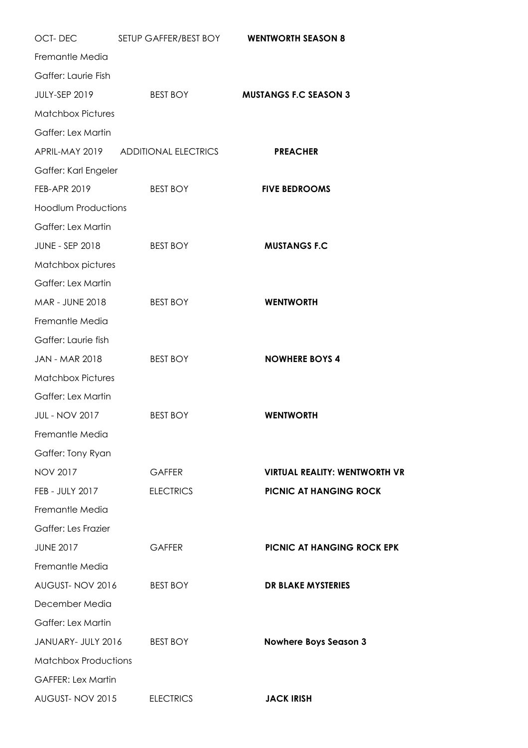OCT- DEC SETUP GAFFER/BEST BOY **WENTWORTH SEASON 8**

Fremantle Media

Gaffer: Laurie Fish

JULY-SEP 2019 BEST BOY **MUSTANGS F.C SEASON 3**

Matchbox Pictures

Gaffer: Lex Martin

APRIL-MAY 2019 ADDITIONAL ELECTRICS **PREACHER**

Gaffer: Karl Engeler

FEB-APR 2019 BEST BOY **FIVE BEDROOMS**

Hoodlum Productions

Gaffer: Lex Martin

JUNE - SEP 2018 BEST BOY **MUSTANGS F.C**

Matchbox pictures

Gaffer: Lex Martin

MAR - JUNE 2018 BEST BOY **WENTWORTH**

Fremantle Media

Gaffer: Laurie fish

JAN - MAR 2018 BEST BOY **NOWHERE BOYS 4**

Matchbox Pictures

Gaffer: Lex Martin

JUL - NOV 2017 BEST BOY **WENTWORTH**

Fremantle Media

Gaffer: Tony Ryan

NOV 2017 GAFFER **VIRTUAL REALITY: WENTWORTH VR**

FEB - JULY 2017 ELECTRICS **PICNIC AT HANGING ROCK**

Fremantle Media

Gaffer: Les Frazier

JUNE 2017 GAFFER **PICNIC AT HANGING ROCK EPK**

Fremantle Media

AUGUST- NOV 2016 BEST BOY **DR BLAKE MYSTERIES**

December Media

Gaffer: Lex Martin

JANUARY- JULY 2016 BEST BOY **Nowhere Boys Season 3**

Matchbox Productions

GAFFER: Lex Martin

AUGUST- NOV 2015 ELECTRICS **JACK IRISH**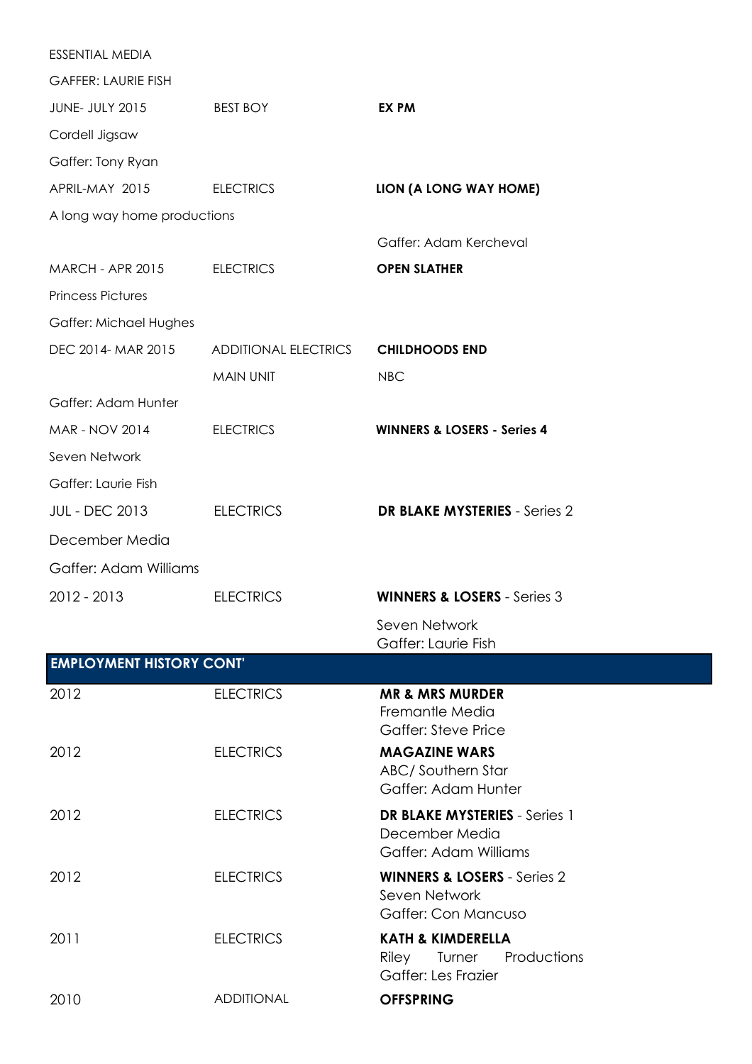ESSENTIAL MEDIA

GAFFER: LAURIE FISH

| | | |
|---|---|---|
| JUNE- JULY 2015 | BEST BOY | **EX PM** |
| Cordell Jigsaw | | |
| Gaffer: Tony Ryan | | |
| APRIL-MAY 2015 | ELECTRICS | **LION (A LONG WAY HOME)** |
| A long way home productions | | |
| | | Gaffer: Adam Kercheval |
| MARCH - APR 2015 | ELECTRICS | **OPEN SLATHER** |
| Princess Pictures | | |
| Gaffer: Michael Hughes | | |
| DEC 2014- MAR 2015 | ADDITIONAL ELECTRICS | **CHILDHOODS END** |
| | MAIN UNIT | NBC |
| Gaffer: Adam Hunter | | |
| MAR - NOV 2014 | ELECTRICS | **WINNERS & LOSERS - Series 4** |
| Seven Network | | |
| Gaffer: Laurie Fish | | |
| JUL - DEC 2013 | ELECTRICS | **DR BLAKE MYSTERIES** - Series 2 |
| December Media | | |
| Gaffer: Adam Williams | | |
| 2012 - 2013 | ELECTRICS | **WINNERS & LOSERS** - Series 3<br>Seven Network<br>Gaffer: Laurie Fish |

## EMPLOYMENT HISTORY CONT'

| | | |
|---|---|---|
| 2012 | ELECTRICS | **MR & MRS MURDER**<br>Fremantle Media<br>Gaffer: Steve Price |
| 2012 | ELECTRICS | **MAGAZINE WARS**<br>ABC/ Southern Star<br>Gaffer: Adam Hunter |
| 2012 | ELECTRICS | **DR BLAKE MYSTERIES** - Series 1<br>December Media<br>Gaffer: Adam Williams |
| 2012 | ELECTRICS | **WINNERS & LOSERS** - Series 2<br>Seven Network<br>Gaffer: Con Mancuso |
| 2011 | ELECTRICS | **KATH & KIMDERELLA**<br>Riley Turner Productions<br>Gaffer: Les Frazier |
| 2010 | ADDITIONAL | **OFFSPRING** |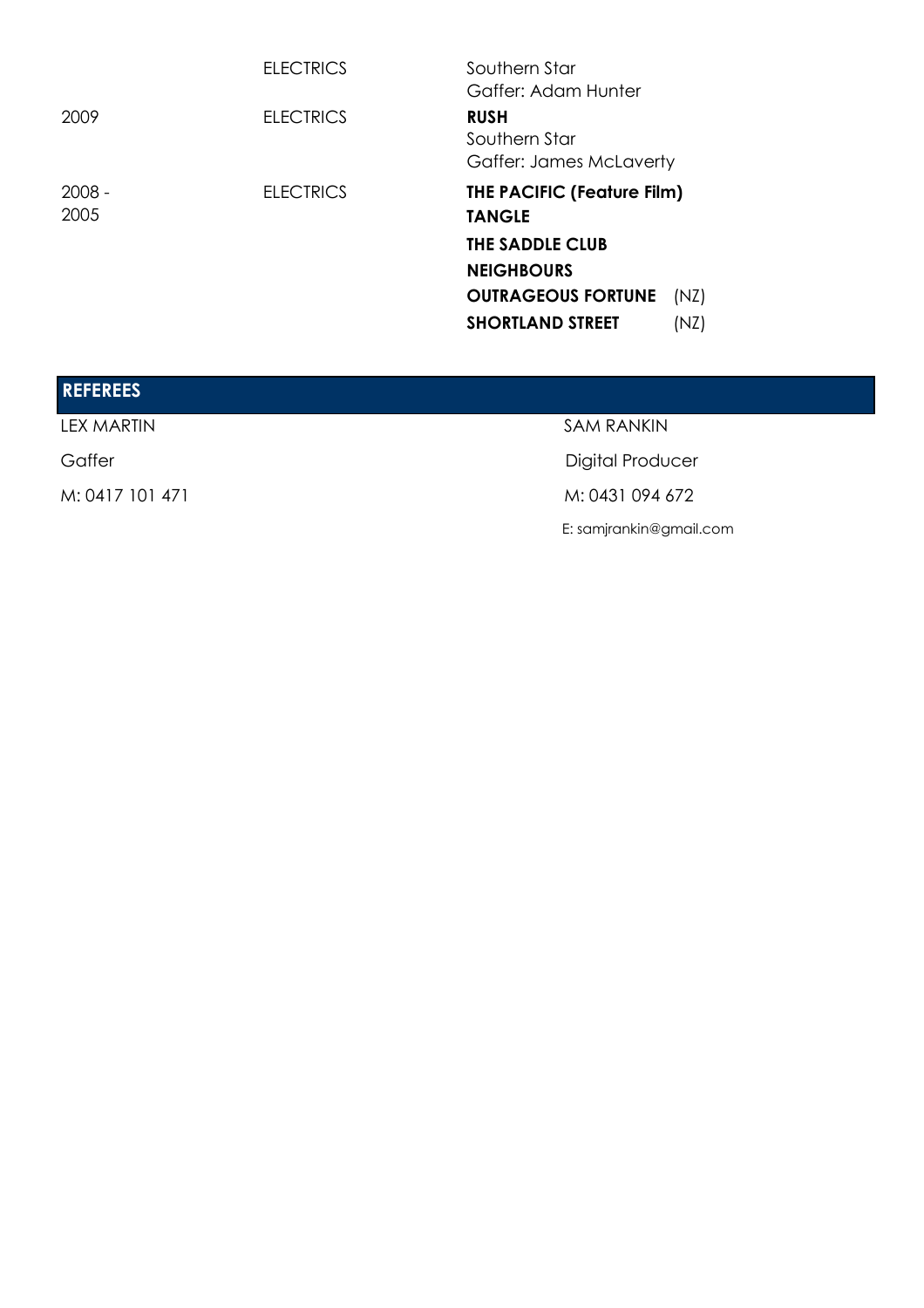| | | |
|---|---|---|
| | ELECTRICS | Southern Star<br>Gaffer: Adam Hunter |
| 2009 | ELECTRICS | **RUSH**<br>Southern Star<br>Gaffer: James McLaverty |
| 2008 - 2005 | ELECTRICS | **THE PACIFIC (Feature Film)**<br>**TANGLE**<br>**THE SADDLE CLUB**<br>**NEIGHBOURS**<br>**OUTRAGEOUS FORTUNE** (NZ)<br>**SHORTLAND STREET** (NZ) |

## REFEREES

| | |
|---|---|
| LEX MARTIN | SAM RANKIN |
| Gaffer | Digital Producer |
| M: 0417 101 471 | M: 0431 094 672 |
| | E: samjrankin@gmail.com |